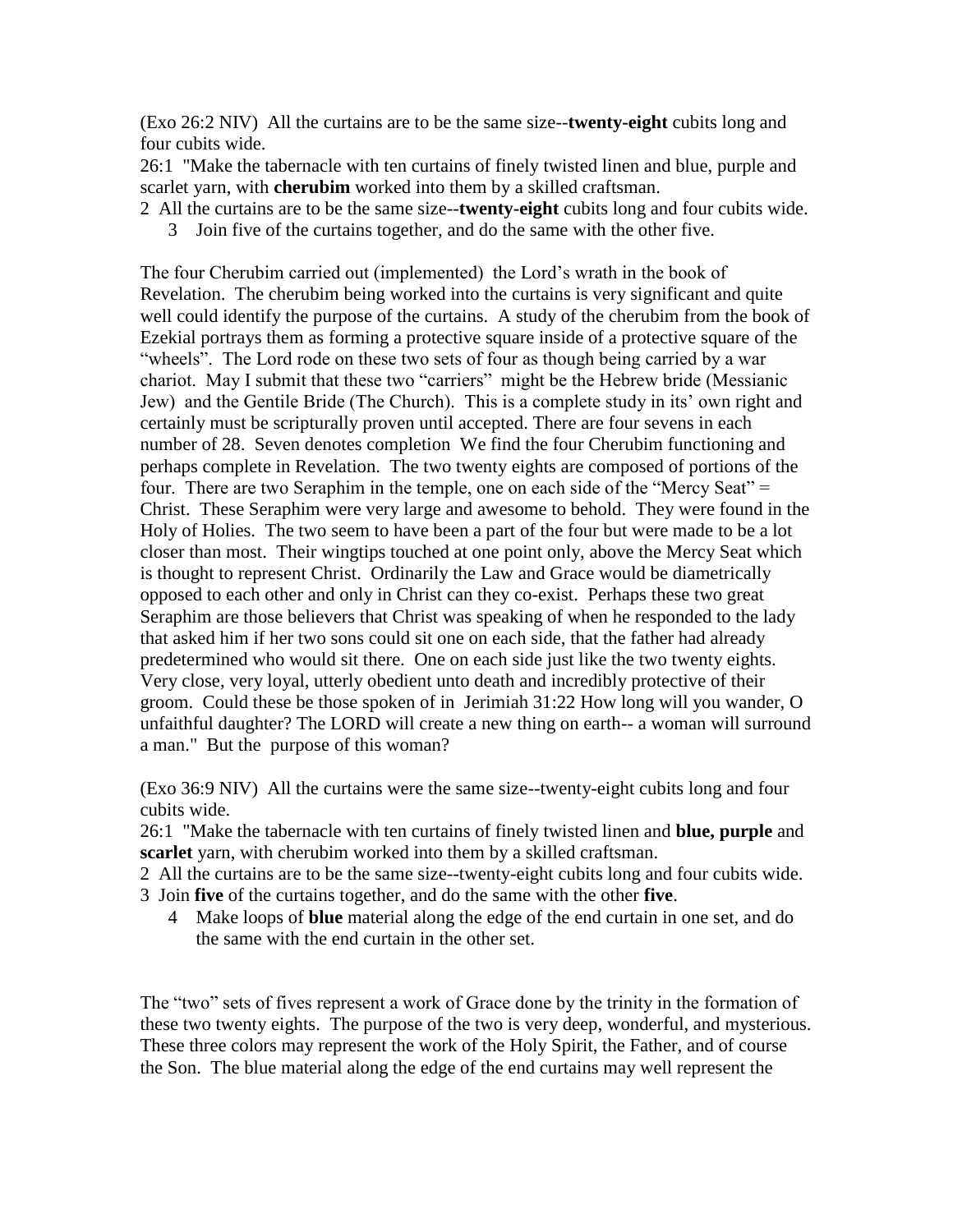(Exo 26:2 NIV) All the curtains are to be the same size--**twenty-eight** cubits long and four cubits wide.

26:1 "Make the tabernacle with ten curtains of finely twisted linen and blue, purple and scarlet yarn, with **cherubim** worked into them by a skilled craftsman.

2 All the curtains are to be the same size--**twenty-eight** cubits long and four cubits wide.

3 Join five of the curtains together, and do the same with the other five.

The four Cherubim carried out (implemented) the Lord's wrath in the book of Revelation. The cherubim being worked into the curtains is very significant and quite well could identify the purpose of the curtains. A study of the cherubim from the book of Ezekial portrays them as forming a protective square inside of a protective square of the "wheels". The Lord rode on these two sets of four as though being carried by a war chariot. May I submit that these two "carriers" might be the Hebrew bride (Messianic Jew) and the Gentile Bride (The Church). This is a complete study in its' own right and certainly must be scripturally proven until accepted. There are four sevens in each number of 28. Seven denotes completion We find the four Cherubim functioning and perhaps complete in Revelation. The two twenty eights are composed of portions of the four. There are two Seraphim in the temple, one on each side of the "Mercy Seat" = Christ. These Seraphim were very large and awesome to behold. They were found in the Holy of Holies. The two seem to have been a part of the four but were made to be a lot closer than most. Their wingtips touched at one point only, above the Mercy Seat which is thought to represent Christ. Ordinarily the Law and Grace would be diametrically opposed to each other and only in Christ can they co-exist. Perhaps these two great Seraphim are those believers that Christ was speaking of when he responded to the lady that asked him if her two sons could sit one on each side, that the father had already predetermined who would sit there. One on each side just like the two twenty eights. Very close, very loyal, utterly obedient unto death and incredibly protective of their groom. Could these be those spoken of in Jerimiah 31:22 How long will you wander, O unfaithful daughter? The LORD will create a new thing on earth-- a woman will surround a man." But the purpose of this woman?

(Exo 36:9 NIV) All the curtains were the same size--twenty-eight cubits long and four cubits wide.

26:1 "Make the tabernacle with ten curtains of finely twisted linen and **blue, purple** and **scarlet** yarn, with cherubim worked into them by a skilled craftsman.

2 All the curtains are to be the same size--twenty-eight cubits long and four cubits wide.

3 Join **five** of the curtains together, and do the same with the other **five**.

4 Make loops of **blue** material along the edge of the end curtain in one set, and do the same with the end curtain in the other set.

The "two" sets of fives represent a work of Grace done by the trinity in the formation of these two twenty eights. The purpose of the two is very deep, wonderful, and mysterious. These three colors may represent the work of the Holy Spirit, the Father, and of course the Son. The blue material along the edge of the end curtains may well represent the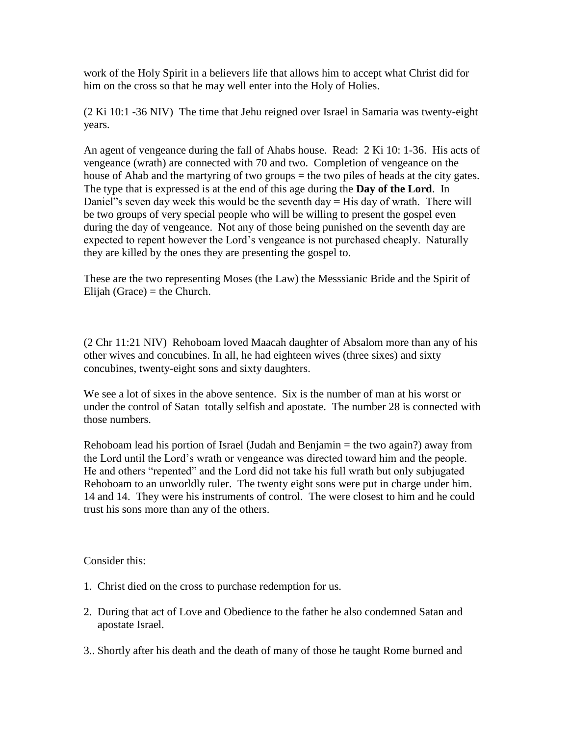work of the Holy Spirit in a believers life that allows him to accept what Christ did for him on the cross so that he may well enter into the Holy of Holies.

(2 Ki 10:1 -36 NIV) The time that Jehu reigned over Israel in Samaria was twenty-eight years.

An agent of vengeance during the fall of Ahabs house. Read: 2 Ki 10: 1-36. His acts of vengeance (wrath) are connected with 70 and two. Completion of vengeance on the house of Ahab and the martyring of two groups = the two piles of heads at the city gates. The type that is expressed is at the end of this age during the **Day of the Lord**. In Daniel"s seven day week this would be the seventh day = His day of wrath. There will be two groups of very special people who will be willing to present the gospel even during the day of vengeance. Not any of those being punished on the seventh day are expected to repent however the Lord's vengeance is not purchased cheaply. Naturally they are killed by the ones they are presenting the gospel to.

These are the two representing Moses (the Law) the Messsianic Bride and the Spirit of Elijah (Grace) = the Church.

(2 Chr 11:21 NIV) Rehoboam loved Maacah daughter of Absalom more than any of his other wives and concubines. In all, he had eighteen wives (three sixes) and sixty concubines, twenty-eight sons and sixty daughters.

We see a lot of sixes in the above sentence. Six is the number of man at his worst or under the control of Satan totally selfish and apostate. The number 28 is connected with those numbers.

Rehoboam lead his portion of Israel (Judah and Benjamin = the two again?) away from the Lord until the Lord's wrath or vengeance was directed toward him and the people. He and others "repented" and the Lord did not take his full wrath but only subjugated Rehoboam to an unworldly ruler. The twenty eight sons were put in charge under him. 14 and 14. They were his instruments of control. The were closest to him and he could trust his sons more than any of the others.

Consider this:

1. Christ died on the cross to purchase redemption for us.

2. During that act of Love and Obedience to the father he also condemned Satan and apostate Israel.

3.. Shortly after his death and the death of many of those he taught Rome burned and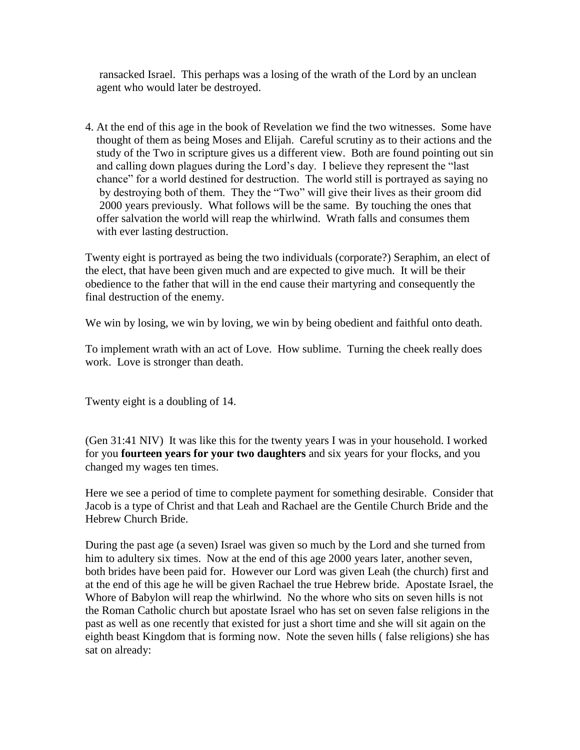ransacked Israel. This perhaps was a losing of the wrath of the Lord by an unclean agent who would later be destroyed.

4. At the end of this age in the book of Revelation we find the two witnesses. Some have thought of them as being Moses and Elijah. Careful scrutiny as to their actions and the study of the Two in scripture gives us a different view. Both are found pointing out sin and calling down plagues during the Lord's day. I believe they represent the "last chance" for a world destined for destruction. The world still is portrayed as saying no by destroying both of them. They the "Two" will give their lives as their groom did 2000 years previously. What follows will be the same. By touching the ones that offer salvation the world will reap the whirlwind. Wrath falls and consumes them with ever lasting destruction.

Twenty eight is portrayed as being the two individuals (corporate?) Seraphim, an elect of the elect, that have been given much and are expected to give much. It will be their obedience to the father that will in the end cause their martyring and consequently the final destruction of the enemy.

We win by losing, we win by loving, we win by being obedient and faithful onto death.

To implement wrath with an act of Love. How sublime. Turning the cheek really does work. Love is stronger than death.

Twenty eight is a doubling of 14.

(Gen 31:41 NIV) It was like this for the twenty years I was in your household. I worked for you **fourteen years for your two daughters** and six years for your flocks, and you changed my wages ten times.

Here we see a period of time to complete payment for something desirable. Consider that Jacob is a type of Christ and that Leah and Rachael are the Gentile Church Bride and the Hebrew Church Bride.

During the past age (a seven) Israel was given so much by the Lord and she turned from him to adultery six times. Now at the end of this age 2000 years later, another seven, both brides have been paid for. However our Lord was given Leah (the church) first and at the end of this age he will be given Rachael the true Hebrew bride. Apostate Israel, the Whore of Babylon will reap the whirlwind. No the whore who sits on seven hills is not the Roman Catholic church but apostate Israel who has set on seven false religions in the past as well as one recently that existed for just a short time and she will sit again on the eighth beast Kingdom that is forming now. Note the seven hills ( false religions) she has sat on already: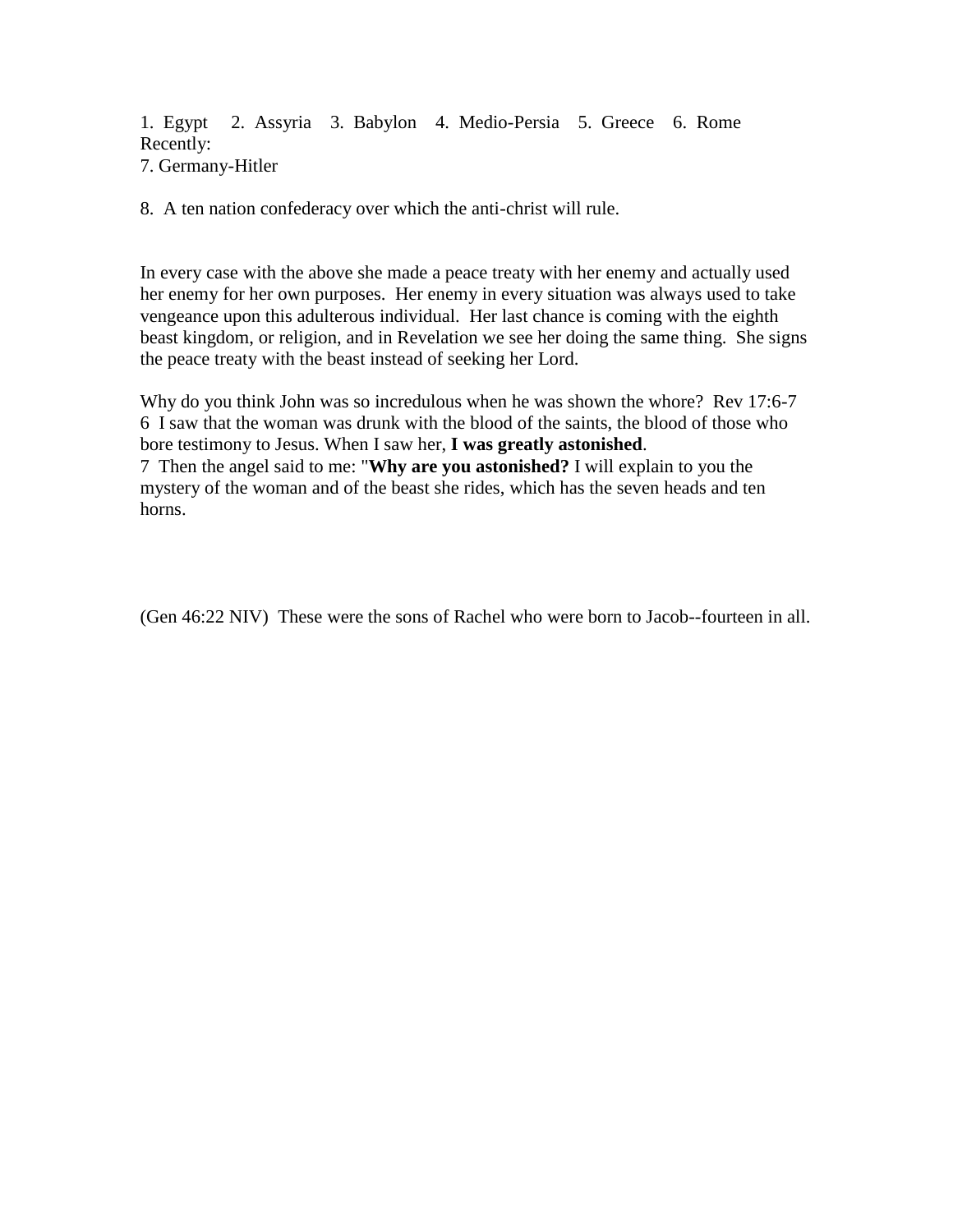1. Egypt   2. Assyria   3. Babylon   4. Medio-Persia   5. Greece   6. Rome
Recently:
7. Germany-Hitler

8. A ten nation confederacy over which the anti-christ will rule.

In every case with the above she made a peace treaty with her enemy and actually used her enemy for her own purposes. Her enemy in every situation was always used to take vengeance upon this adulterous individual. Her last chance is coming with the eighth beast kingdom, or religion, and in Revelation we see her doing the same thing. She signs the peace treaty with the beast instead of seeking her Lord.

Why do you think John was so incredulous when he was shown the whore? Rev 17:6-7
6 I saw that the woman was drunk with the blood of the saints, the blood of those who bore testimony to Jesus. When I saw her, **I was greatly astonished**.
7 Then the angel said to me: "**Why are you astonished?** I will explain to you the mystery of the woman and of the beast she rides, which has the seven heads and ten horns.

(Gen 46:22 NIV) These were the sons of Rachel who were born to Jacob--fourteen in all.